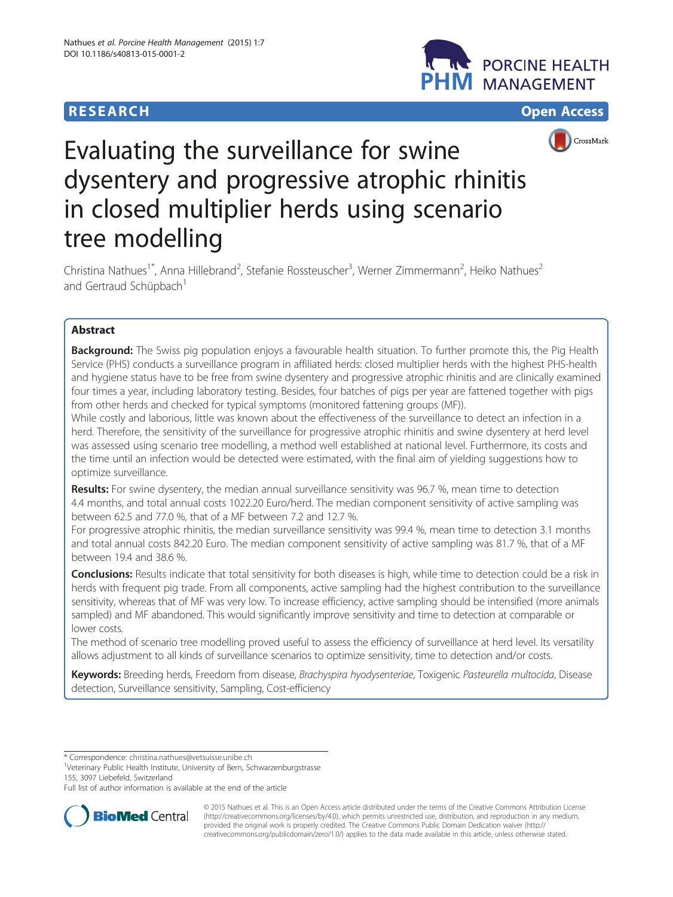RESEARCH Open Access

# Evaluating the surveillance for swine dysentery and progressive atrophic rhinitis in closed multiplier herds using scenario tree modelling

Christina Nathues[1*], Anna Hillebrand[2], Stefanie Rossteuscher[3], Werner Zimmermann[2], Heiko Nathues[2] and Gertraud Schüpbach[1]

## Abstract

**Background:** The Swiss pig population enjoys a favourable health situation. To further promote this, the Pig Health Service (PHS) conducts a surveillance program in affiliated herds: closed multiplier herds with the highest PHS-health and hygiene status have to be free from swine dysentery and progressive atrophic rhinitis and are clinically examined four times a year, including laboratory testing. Besides, four batches of pigs per year are fattened together with pigs from other herds and checked for typical symptoms (monitored fattening groups (MF)).

While costly and laborious, little was known about the effectiveness of the surveillance to detect an infection in a herd. Therefore, the sensitivity of the surveillance for progressive atrophic rhinitis and swine dysentery at herd level was assessed using scenario tree modelling, a method well established at national level. Furthermore, its costs and the time until an infection would be detected were estimated, with the final aim of yielding suggestions how to optimize surveillance.

**Results:** For swine dysentery, the median annual surveillance sensitivity was 96.7 %, mean time to detection 4.4 months, and total annual costs 1022.20 Euro/herd. The median component sensitivity of active sampling was between 62.5 and 77.0 %, that of a MF between 7.2 and 12.7 %.

For progressive atrophic rhinitis, the median surveillance sensitivity was 99.4 %, mean time to detection 3.1 months and total annual costs 842.20 Euro. The median component sensitivity of active sampling was 81.7 %, that of a MF between 19.4 and 38.6 %.

**Conclusions:** Results indicate that total sensitivity for both diseases is high, while time to detection could be a risk in herds with frequent pig trade. From all components, active sampling had the highest contribution to the surveillance sensitivity, whereas that of MF was very low. To increase efficiency, active sampling should be intensified (more animals sampled) and MF abandoned. This would significantly improve sensitivity and time to detection at comparable or lower costs.

The method of scenario tree modelling proved useful to assess the efficiency of surveillance at herd level. Its versatility allows adjustment to all kinds of surveillance scenarios to optimize sensitivity, time to detection and/or costs.

**Keywords:** Breeding herds, Freedom from disease, *Brachyspira hyodysenteriae*, Toxigenic *Pasteurella multocida*, Disease detection, Surveillance sensitivity, Sampling, Cost-efficiency

\* Correspondence: christina.nathues@vetsuisse.unibe.ch

[1]Veterinary Public Health Institute, University of Bern, Schwarzenburgstrasse 155, 3097 Liebefeld, Switzerland

Full list of author information is available at the end of the article

© 2015 Nathues et al. This is an Open Access article distributed under the terms of the Creative Commons Attribution License (http://creativecommons.org/licenses/by/4.0), which permits unrestricted use, distribution, and reproduction in any medium, provided the original work is properly credited. The Creative Commons Public Domain Dedication waiver (http://creativecommons.org/publicdomain/zero/1.0/) applies to the data made available in this article, unless otherwise stated.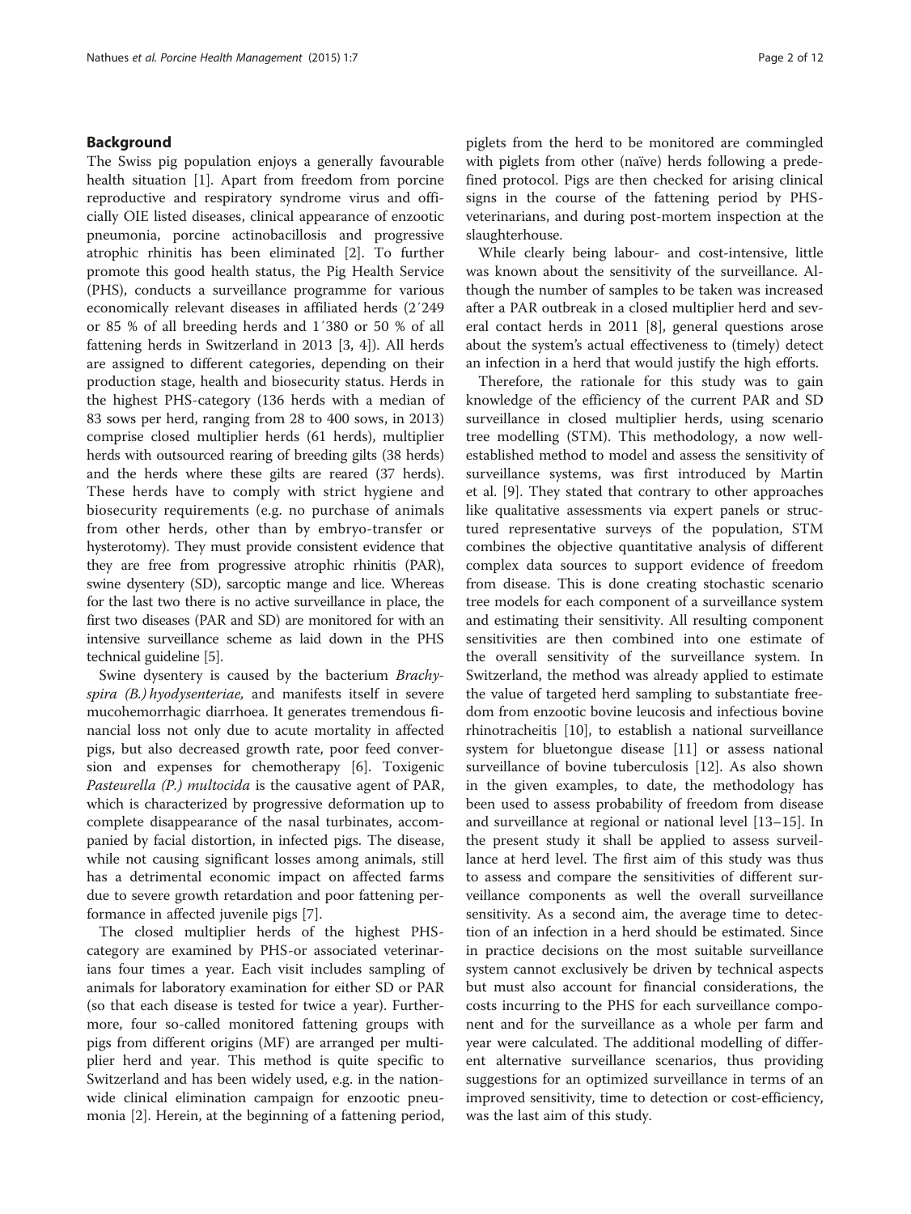## Background

The Swiss pig population enjoys a generally favourable health situation [1]. Apart from freedom from porcine reproductive and respiratory syndrome virus and officially OIE listed diseases, clinical appearance of enzootic pneumonia, porcine actinobacillosis and progressive atrophic rhinitis has been eliminated [2]. To further promote this good health status, the Pig Health Service (PHS), conducts a surveillance programme for various economically relevant diseases in affiliated herds (2´249 or 85 % of all breeding herds and 1´380 or 50 % of all fattening herds in Switzerland in 2013 [3, 4]). All herds are assigned to different categories, depending on their production stage, health and biosecurity status. Herds in the highest PHS-category (136 herds with a median of 83 sows per herd, ranging from 28 to 400 sows, in 2013) comprise closed multiplier herds (61 herds), multiplier herds with outsourced rearing of breeding gilts (38 herds) and the herds where these gilts are reared (37 herds). These herds have to comply with strict hygiene and biosecurity requirements (e.g. no purchase of animals from other herds, other than by embryo-transfer or hysterotomy). They must provide consistent evidence that they are free from progressive atrophic rhinitis (PAR), swine dysentery (SD), sarcoptic mange and lice. Whereas for the last two there is no active surveillance in place, the first two diseases (PAR and SD) are monitored for with an intensive surveillance scheme as laid down in the PHS technical guideline [5].

Swine dysentery is caused by the bacterium *Brachyspira (B.) hyodysenteriae*, and manifests itself in severe mucohemorrhagic diarrhoea. It generates tremendous financial loss not only due to acute mortality in affected pigs, but also decreased growth rate, poor feed conversion and expenses for chemotherapy [6]. Toxigenic *Pasteurella (P.) multocida* is the causative agent of PAR, which is characterized by progressive deformation up to complete disappearance of the nasal turbinates, accompanied by facial distortion, in infected pigs. The disease, while not causing significant losses among animals, still has a detrimental economic impact on affected farms due to severe growth retardation and poor fattening performance in affected juvenile pigs [7].

The closed multiplier herds of the highest PHS-category are examined by PHS-or associated veterinarians four times a year. Each visit includes sampling of animals for laboratory examination for either SD or PAR (so that each disease is tested for twice a year). Furthermore, four so-called monitored fattening groups with pigs from different origins (MF) are arranged per multiplier herd and year. This method is quite specific to Switzerland and has been widely used, e.g. in the nationwide clinical elimination campaign for enzootic pneumonia [2]. Herein, at the beginning of a fattening period, piglets from the herd to be monitored are commingled with piglets from other (naïve) herds following a predefined protocol. Pigs are then checked for arising clinical signs in the course of the fattening period by PHS-veterinarians, and during post-mortem inspection at the slaughterhouse.

While clearly being labour- and cost-intensive, little was known about the sensitivity of the surveillance. Although the number of samples to be taken was increased after a PAR outbreak in a closed multiplier herd and several contact herds in 2011 [8], general questions arose about the system's actual effectiveness to (timely) detect an infection in a herd that would justify the high efforts.

Therefore, the rationale for this study was to gain knowledge of the efficiency of the current PAR and SD surveillance in closed multiplier herds, using scenario tree modelling (STM). This methodology, a now well-established method to model and assess the sensitivity of surveillance systems, was first introduced by Martin et al. [9]. They stated that contrary to other approaches like qualitative assessments via expert panels or structured representative surveys of the population, STM combines the objective quantitative analysis of different complex data sources to support evidence of freedom from disease. This is done creating stochastic scenario tree models for each component of a surveillance system and estimating their sensitivity. All resulting component sensitivities are then combined into one estimate of the overall sensitivity of the surveillance system. In Switzerland, the method was already applied to estimate the value of targeted herd sampling to substantiate freedom from enzootic bovine leucosis and infectious bovine rhinotracheitis [10], to establish a national surveillance system for bluetongue disease [11] or assess national surveillance of bovine tuberculosis [12]. As also shown in the given examples, to date, the methodology has been used to assess probability of freedom from disease and surveillance at regional or national level [13–15]. In the present study it shall be applied to assess surveillance at herd level. The first aim of this study was thus to assess and compare the sensitivities of different surveillance components as well the overall surveillance sensitivity. As a second aim, the average time to detection of an infection in a herd should be estimated. Since in practice decisions on the most suitable surveillance system cannot exclusively be driven by technical aspects but must also account for financial considerations, the costs incurring to the PHS for each surveillance component and for the surveillance as a whole per farm and year were calculated. The additional modelling of different alternative surveillance scenarios, thus providing suggestions for an optimized surveillance in terms of an improved sensitivity, time to detection or cost-efficiency, was the last aim of this study.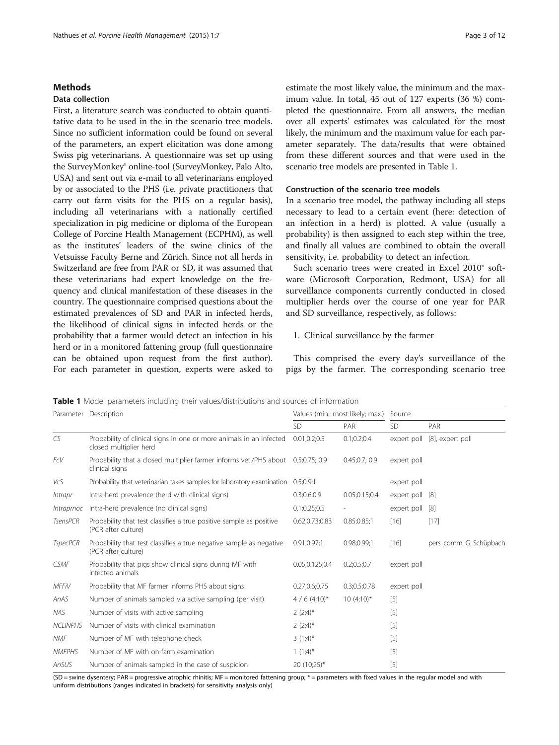## Methods

### Data collection

First, a literature search was conducted to obtain quantitative data to be used in the in the scenario tree models. Since no sufficient information could be found on several of the parameters, an expert elicitation was done among Swiss pig veterinarians. A questionnaire was set up using the SurveyMonkey® online-tool (SurveyMonkey, Palo Alto, USA) and sent out via e-mail to all veterinarians employed by or associated to the PHS (i.e. private practitioners that carry out farm visits for the PHS on a regular basis), including all veterinarians with a nationally certified specialization in pig medicine or diploma of the European College of Porcine Health Management (ECPHM), as well as the institutes' leaders of the swine clinics of the Vetsuisse Faculty Berne and Zürich. Since not all herds in Switzerland are free from PAR or SD, it was assumed that these veterinarians had expert knowledge on the frequency and clinical manifestation of these diseases in the country. The questionnaire comprised questions about the estimated prevalences of SD and PAR in infected herds, the likelihood of clinical signs in infected herds or the probability that a farmer would detect an infection in his herd or in a monitored fattening group (full questionnaire can be obtained upon request from the first author). For each parameter in question, experts were asked to estimate the most likely value, the minimum and the maximum value. In total, 45 out of 127 experts (36 %) completed the questionnaire. From all answers, the median over all experts' estimates was calculated for the most likely, the minimum and the maximum value for each parameter separately. The data/results that were obtained from these different sources and that were used in the scenario tree models are presented in Table 1.

### Construction of the scenario tree models

In a scenario tree model, the pathway including all steps necessary to lead to a certain event (here: detection of an infection in a herd) is plotted. A value (usually a probability) is then assigned to each step within the tree, and finally all values are combined to obtain the overall sensitivity, i.e. probability to detect an infection.

Such scenario trees were created in Excel 2010® software (Microsoft Corporation, Redmont, USA) for all surveillance components currently conducted in closed multiplier herds over the course of one year for PAR and SD surveillance, respectively, as follows:

1. Clinical surveillance by the farmer

This comprised the every day's surveillance of the pigs by the farmer. The corresponding scenario tree

**Table 1** Model parameters including their values/distributions and sources of information

| Parameter | Description | Values (min.; most likely; max.) | | Source | |
|---|---|---|---|---|---|
| | | SD | PAR | SD | PAR |
| *CS* | Probability of clinical signs in one or more animals in an infected closed multiplier herd | 0.01;0.2;0.5 | 0.1;0.2;0.4 | expert poll | [8], expert poll |
| *FcV* | Probability that a closed multiplier farmer informs vet./PHS about clinical signs | 0.5;0.75; 0.9 | 0.45;0.7; 0.9 | expert poll | |
| *VcS* | Probability that veterinarian takes samples for laboratory examination | 0.5;0.9;1 | | expert poll | |
| *Intrapr* | Intra-herd prevalence (herd with clinical signs) | 0.3;0.6;0.9 | 0.05;0.15;0.4 | expert poll | [8] |
| *Intraprnoc* | Intra-herd prevalence (no clinical signs) | 0.1;0.25;0.5 | - | expert poll | [8] |
| *TsensPCR* | Probability that test classifies a true positive sample as positive (PCR after culture) | 0.62;0.73;0.83 | 0.85;0.85;1 | [16] | [17] |
| *TspecPCR* | Probability that test classifies a true negative sample as negative (PCR after culture) | 0.91;0.97;1 | 0.98;0.99;1 | [16] | pers. comm. G. Schüpbach |
| *CSMF* | Probability that pigs show clinical signs during MF with infected animals | 0.05;0.125;0.4 | 0.2;0.5;0.7 | expert poll | |
| *MFFiV* | Probability that MF farmer informs PHS about signs | 0.27;0.6;0.75 | 0.3;0.5;0.78 | expert poll | |
| *AnAS* | Number of animals sampled via active sampling (per visit) | 4 / 6 (4;10)* | 10 (4;10)* | [5] | |
| *NAS* | Number of visits with active sampling | 2 (2;4)* | | [5] | |
| *NCLINPHS* | Number of visits with clinical examination | 2 (2;4)* | | [5] | |
| *NMF* | Number of MF with telephone check | 3 (1;4)* | | [5] | |
| *NMFPHS* | Number of MF with on-farm examination | 1 (1;4)* | | [5] | |
| *AnSUS* | Number of animals sampled in the case of suspicion | 20 (10;25)* | | [5] | |

(SD = swine dysentery; PAR = progressive atrophic rhinitis; MF = monitored fattening group; * = parameters with fixed values in the regular model and with uniform distributions (ranges indicated in brackets) for sensitivity analysis only)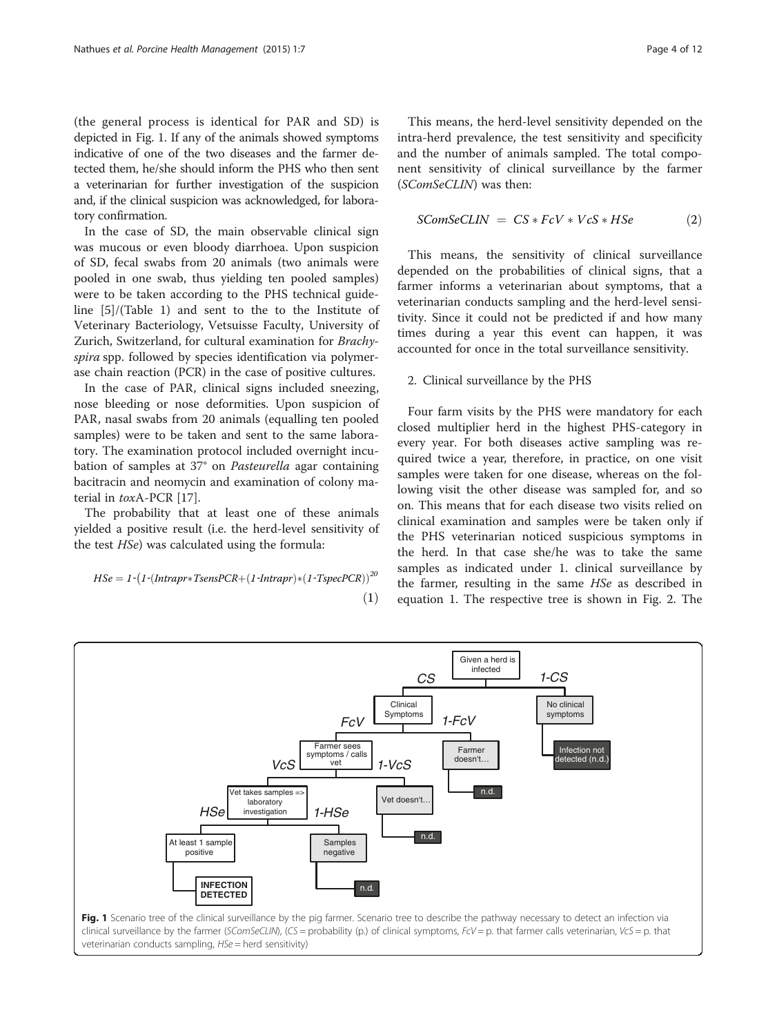(the general process is identical for PAR and SD) is depicted in Fig. 1. If any of the animals showed symptoms indicative of one of the two diseases and the farmer detected them, he/she should inform the PHS who then sent a veterinarian for further investigation of the suspicion and, if the clinical suspicion was acknowledged, for laboratory confirmation.

In the case of SD, the main observable clinical sign was mucous or even bloody diarrhoea. Upon suspicion of SD, fecal swabs from 20 animals (two animals were pooled in one swab, thus yielding ten pooled samples) were to be taken according to the PHS technical guideline [5]/(Table 1) and sent to the to the Institute of Veterinary Bacteriology, Vetsuisse Faculty, University of Zurich, Switzerland, for cultural examination for *Brachyspira* spp. followed by species identification via polymerase chain reaction (PCR) in the case of positive cultures.

In the case of PAR, clinical signs included sneezing, nose bleeding or nose deformities. Upon suspicion of PAR, nasal swabs from 20 animals (equalling ten pooled samples) were to be taken and sent to the same laboratory. The examination protocol included overnight incubation of samples at 37° on *Pasteurella* agar containing bacitracin and neomycin and examination of colony material in *tox*A-PCR [17].

The probability that at least one of these animals yielded a positive result (i.e. the herd-level sensitivity of the test *HSe*) was calculated using the formula:

$$HSe = 1\text{-}\left(1\text{-}(Intrapr*TsensPCR+(1\text{-}Intrapr)*(1\text{-}TspecPCR)\right)^{20} \quad (1)$$

This means, the herd-level sensitivity depended on the intra-herd prevalence, the test sensitivity and specificity and the number of animals sampled. The total component sensitivity of clinical surveillance by the farmer (*SComSeCLIN*) was then:

$$SComSeCLIN = CS * FcV * VcS * HSe \quad (2)$$

This means, the sensitivity of clinical surveillance depended on the probabilities of clinical signs, that a farmer informs a veterinarian about symptoms, that a veterinarian conducts sampling and the herd-level sensitivity. Since it could not be predicted if and how many times during a year this event can happen, it was accounted for once in the total surveillance sensitivity.

2. Clinical surveillance by the PHS

Four farm visits by the PHS were mandatory for each closed multiplier herd in the highest PHS-category in every year. For both diseases active sampling was required twice a year, therefore, in practice, on one visit samples were taken for one disease, whereas on the following visit the other disease was sampled for, and so on. This means that for each disease two visits relied on clinical examination and samples were be taken only if the PHS veterinarian noticed suspicious symptoms in the herd. In that case she/he was to take the same samples as indicated under 1. clinical surveillance by the farmer, resulting in the same *HSe* as described in equation 1. The respective tree is shown in Fig. 2. The

**Fig. 1** Scenario tree of the clinical surveillance by the pig farmer. Scenario tree to describe the pathway necessary to detect an infection via clinical surveillance by the farmer (*SComSeCLIN*), (*CS* = probability (p.) of clinical symptoms, *FcV* = p. that farmer calls veterinarian, *VcS* = p. that veterinarian conducts sampling, *HSe* = herd sensitivity)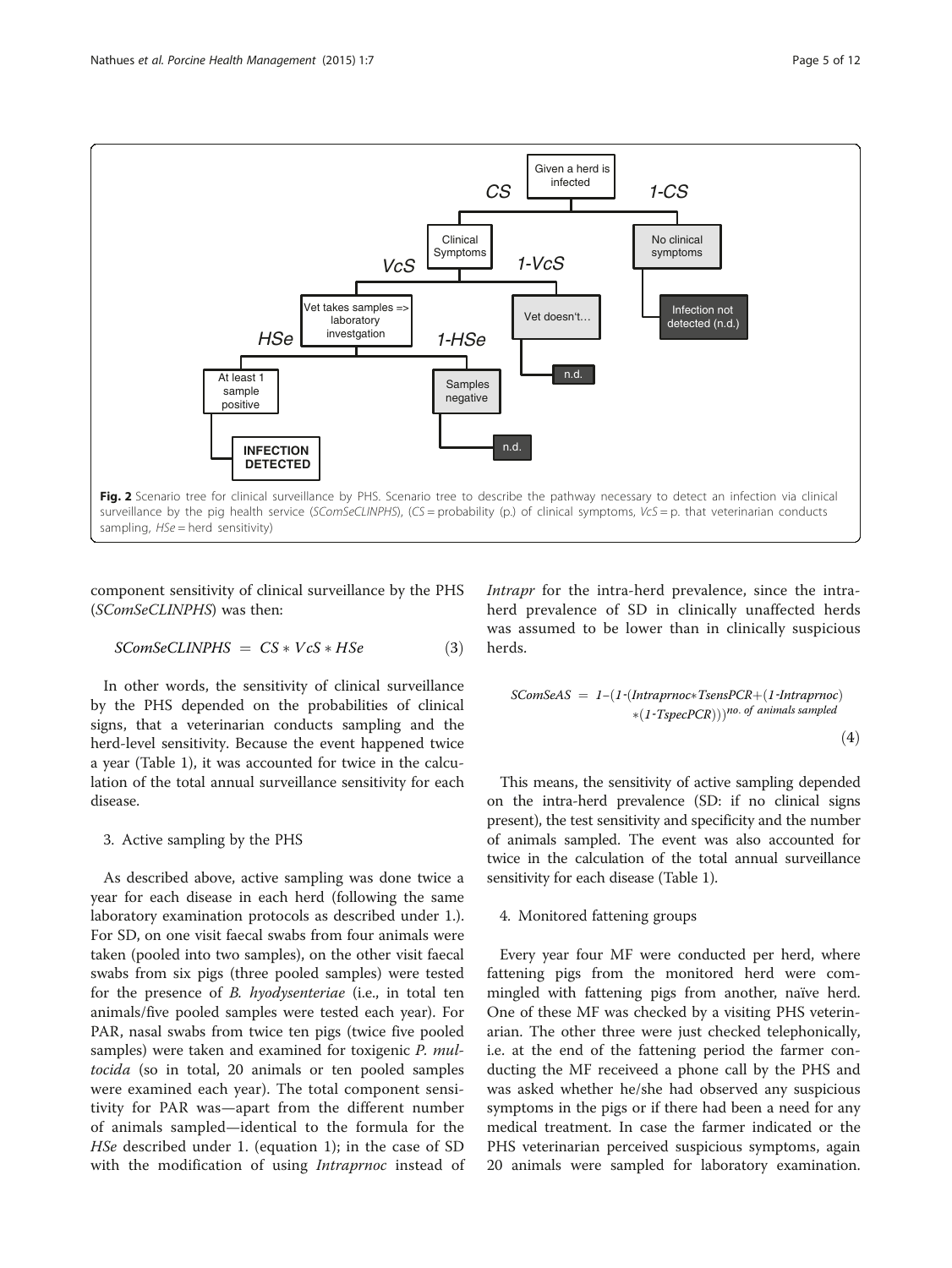Fig. 2 Scenario tree for clinical surveillance by PHS. Scenario tree to describe the pathway necessary to detect an infection via clinical surveillance by the pig health service (*SComSeCLINPHS*), (*CS* = probability (p.) of clinical symptoms, *VcS* = p. that veterinarian conducts sampling, *HSe* = herd sensitivity)

component sensitivity of clinical surveillance by the PHS (*SComSeCLINPHS*) was then:

$$SComSeCLINPHS = CS * VcS * HSe \quad (3)$$

In other words, the sensitivity of clinical surveillance by the PHS depended on the probabilities of clinical signs, that a veterinarian conducts sampling and the herd-level sensitivity. Because the event happened twice a year (Table 1), it was accounted for twice in the calculation of the total annual surveillance sensitivity for each disease.

3. Active sampling by the PHS

As described above, active sampling was done twice a year for each disease in each herd (following the same laboratory examination protocols as described under 1.). For SD, on one visit faecal swabs from four animals were taken (pooled into two samples), on the other visit faecal swabs from six pigs (three pooled samples) were tested for the presence of *B. hyodysenteriae* (i.e., in total ten animals/five pooled samples were tested each year). For PAR, nasal swabs from twice ten pigs (twice five pooled samples) were taken and examined for toxigenic *P. multocida* (so in total, 20 animals or ten pooled samples were examined each year). The total component sensitivity for PAR was—apart from the different number of animals sampled—identical to the formula for the *HSe* described under 1. (equation 1); in the case of SD with the modification of using *Intraprnoc* instead of *Intrapr* for the intra-herd prevalence, since the intra-herd prevalence of SD in clinically unaffected herds was assumed to be lower than in clinically suspicious herds.

$$SComSeAS = 1-(1-(Intraprnoc*TsensPCR+(1-Intraprnoc)*(1-TspecPCR)))^{no.\ of\ animals\ sampled} \quad (4)$$

This means, the sensitivity of active sampling depended on the intra-herd prevalence (SD: if no clinical signs present), the test sensitivity and specificity and the number of animals sampled. The event was also accounted for twice in the calculation of the total annual surveillance sensitivity for each disease (Table 1).

4. Monitored fattening groups

Every year four MF were conducted per herd, where fattening pigs from the monitored herd were commingled with fattening pigs from another, naïve herd. One of these MF was checked by a visiting PHS veterinarian. The other three were just checked telephonically, i.e. at the end of the fattening period the farmer conducting the MF receiveed a phone call by the PHS and was asked whether he/she had observed any suspicious symptoms in the pigs or if there had been a need for any medical treatment. In case the farmer indicated or the PHS veterinarian perceived suspicious symptoms, again 20 animals were sampled for laboratory examination.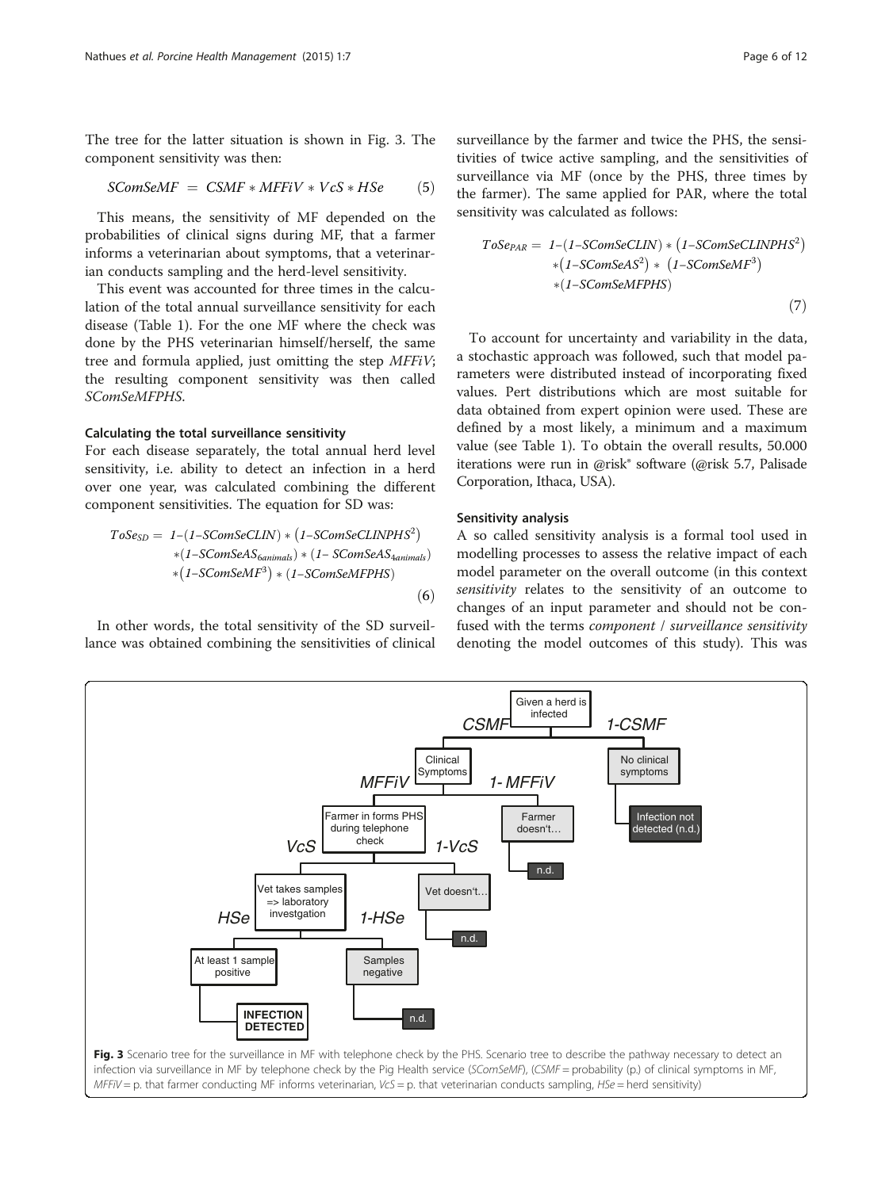The tree for the latter situation is shown in Fig. 3. The component sensitivity was then:

$$SComSeMF = CSMF * MFFiV * VcS * HSe \tag{5}$$

This means, the sensitivity of MF depended on the probabilities of clinical signs during MF, that a farmer informs a veterinarian about symptoms, that a veterinarian conducts sampling and the herd-level sensitivity.

This event was accounted for three times in the calculation of the total annual surveillance sensitivity for each disease (Table 1). For the one MF where the check was done by the PHS veterinarian himself/herself, the same tree and formula applied, just omitting the step *MFFiV*; the resulting component sensitivity was then called *SComSeMFPHS*.

### Calculating the total surveillance sensitivity

For each disease separately, the total annual herd level sensitivity, i.e. ability to detect an infection in a herd over one year, was calculated combining the different component sensitivities. The equation for SD was:

$$ToSe_{SD} = 1-(1-SComSeCLIN) * \left(1-SComSeCLINPHS^2\right) *(1-SComSeAS_{6animals}) * (1- SComSeAS_{4animals}) *\left(1-SComSeMF^3\right) * (1-SComSeMFPHS) \tag{6}$$

In other words, the total sensitivity of the SD surveillance was obtained combining the sensitivities of clinical surveillance by the farmer and twice the PHS, the sensitivities of twice active sampling, and the sensitivities of surveillance via MF (once by the PHS, three times by the farmer). The same applied for PAR, where the total sensitivity was calculated as follows:

$$ToSe_{PAR} = 1-(1-SComSeCLIN) * \left(1-SComSeCLINPHS^2\right) *\left(1-SComSeAS^2\right) * \left(1-SComSeMF^3\right) *(1-SComSeMFPHS) \tag{7}$$

To account for uncertainty and variability in the data, a stochastic approach was followed, such that model parameters were distributed instead of incorporating fixed values. Pert distributions which are most suitable for data obtained from expert opinion were used. These are defined by a most likely, a minimum and a maximum value (see Table 1). To obtain the overall results, 50.000 iterations were run in @risk® software (@risk 5.7, Palisade Corporation, Ithaca, USA).

### Sensitivity analysis

A so called sensitivity analysis is a formal tool used in modelling processes to assess the relative impact of each model parameter on the overall outcome (in this context *sensitivity* relates to the sensitivity of an outcome to changes of an input parameter and should not be confused with the terms *component* / *surveillance sensitivity* denoting the model outcomes of this study). This was

**Fig. 3** Scenario tree for the surveillance in MF with telephone check by the PHS. Scenario tree to describe the pathway necessary to detect an infection via surveillance in MF by telephone check by the Pig Health service (*SComSeMF*), (*CSMF* = probability (p.) of clinical symptoms in MF, *MFFiV* = p. that farmer conducting MF informs veterinarian, *VcS* = p. that veterinarian conducts sampling, *HSe* = herd sensitivity)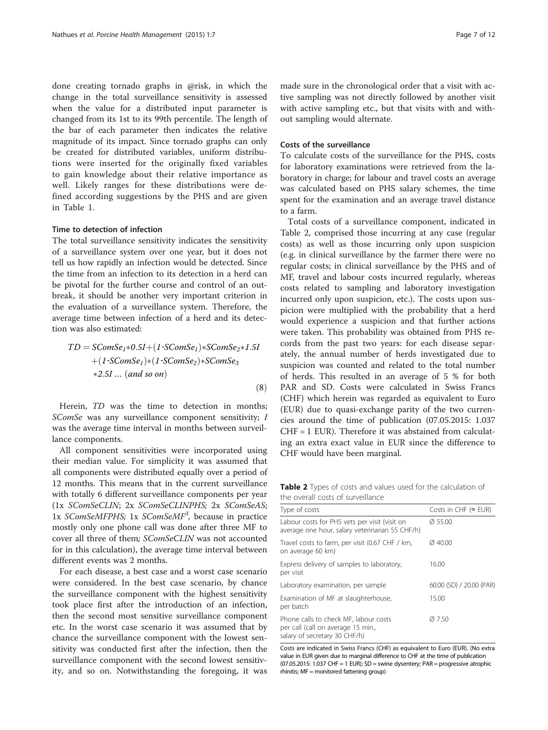done creating tornado graphs in @risk, in which the change in the total surveillance sensitivity is assessed when the value for a distributed input parameter is changed from its 1st to its 99th percentile. The length of the bar of each parameter then indicates the relative magnitude of its impact. Since tornado graphs can only be created for distributed variables, uniform distributions were inserted for the originally fixed variables to gain knowledge about their relative importance as well. Likely ranges for these distributions were defined according suggestions by the PHS and are given in Table 1.

### Time to detection of infection

The total surveillance sensitivity indicates the sensitivity of a surveillance system over one year, but it does not tell us how rapidly an infection would be detected. Since the time from an infection to its detection in a herd can be pivotal for the further course and control of an outbreak, it should be another very important criterion in the evaluation of a surveillance system. Therefore, the average time between infection of a herd and its detection was also estimated:

$$TD = SComSe_1 * 0.5I + (1\text{-}SComSe_1) * SComSe_2 * 1.5I + (1\text{-}SComSe_1) * (1\text{-}SComSe_2) * SComSe_3 * 2.5I \ldots (\text{and so on}) \tag{8}$$

Herein, *TD* was the time to detection in months; *SComSe* was any surveillance component sensitivity; *I* was the average time interval in months between surveillance components.

All component sensitivities were incorporated using their median value. For simplicity it was assumed that all components were distributed equally over a period of 12 months. This means that in the current surveillance with totally 6 different surveillance components per year (1x *SComSeCLIN*; 2x *SComSeCLINPHS;* 2x *SComSeAS*; 1x *SComSeMFPHS;* 1x $SComSeMF^3$, because in practice mostly only one phone call was done after three MF to cover all three of them*; SComSeCLIN* was not accounted for in this calculation), the average time interval between different events was 2 months.

For each disease, a best case and a worst case scenario were considered. In the best case scenario, by chance the surveillance component with the highest sensitivity took place first after the introduction of an infection, then the second most sensitive surveillance component etc. In the worst case scenario it was assumed that by chance the surveillance component with the lowest sensitivity was conducted first after the infection, then the surveillance component with the second lowest sensitivity, and so on. Notwithstanding the foregoing, it was made sure in the chronological order that a visit with active sampling was not directly followed by another visit with active sampling etc., but that visits with and without sampling would alternate.

### Costs of the surveillance

To calculate costs of the surveillance for the PHS, costs for laboratory examinations were retrieved from the laboratory in charge; for labour and travel costs an average was calculated based on PHS salary schemes, the time spent for the examination and an average travel distance to a farm.

Total costs of a surveillance component, indicated in Table 2, comprised those incurring at any case (regular costs) as well as those incurring only upon suspicion (e.g. in clinical surveillance by the farmer there were no regular costs; in clinical surveillance by the PHS and of MF, travel and labour costs incurred regularly, whereas costs related to sampling and laboratory investigation incurred only upon suspicion, etc.). The costs upon suspicion were multiplied with the probability that a herd would experience a suspicion and that further actions were taken. This probability was obtained from PHS records from the past two years: for each disease separately, the annual number of herds investigated due to suspicion was counted and related to the total number of herds. This resulted in an average of 5 % for both PAR and SD. Costs were calculated in Swiss Francs (CHF) which herein was regarded as equivalent to Euro (EUR) due to quasi-exchange parity of the two currencies around the time of publication (07.05.2015: 1.037 CHF = 1 EUR). Therefore it was abstained from calculating an extra exact value in EUR since the difference to CHF would have been marginal.

**Table 2** Types of costs and values used for the calculation of the overall costs of surveillance

| Type of costs | Costs in CHF (≈ EUR) |
|---|---|
| Labour costs for PHS vets per visit (visit on average one hour, salary veterinarian 55 CHF/h) | Ø 55.00 |
| Travel costs to farm, per visit (0.67 CHF / km, on average 60 km) | Ø 40.00 |
| Express delivery of samples to laboratory, per visit | 16.00 |
| Laboratory examination, per sample | 60.00 (SD) / 20.00 (PAR) |
| Examination of MF at slaughterhouse, per batch | 15.00 |
| Phone calls to check MF, labour costs per call (call on average 15 min., salary of secretary 30 CHF/h) | Ø 7.50 |

Costs are indicated in Swiss Francs (CHF) as equivalent to Euro (EUR). (No extra value in EUR given due to marginal difference to CHF at the time of publication (07.05.2015: 1.037 CHF = 1 EUR); SD = swine dysentery; PAR = progressive atrophic rhinitis; MF = monitored fattening group)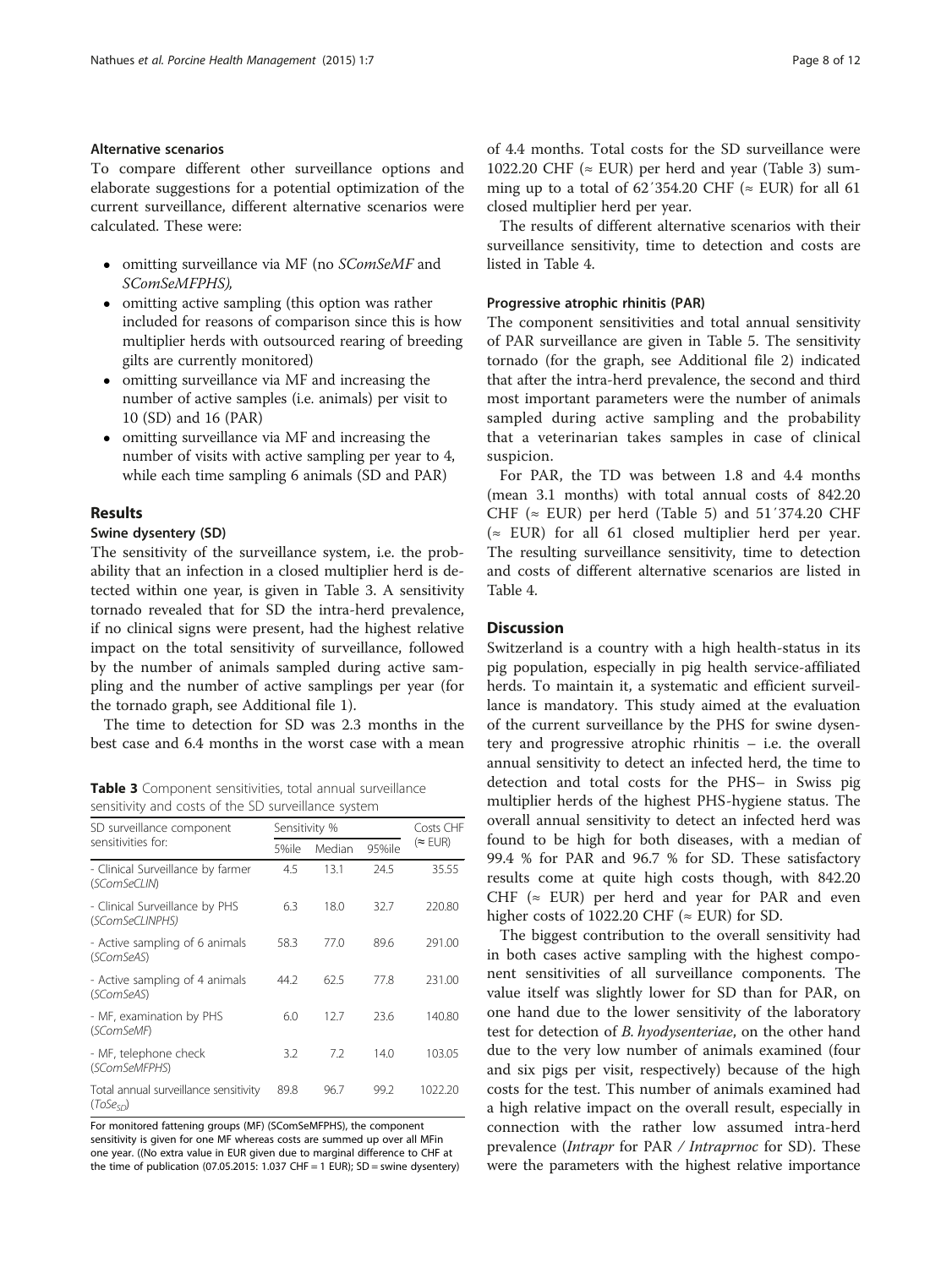### Alternative scenarios

To compare different other surveillance options and elaborate suggestions for a potential optimization of the current surveillance, different alternative scenarios were calculated. These were:

- omitting surveillance via MF (no *SComSeMF* and *SComSeMFPHS*),
- omitting active sampling (this option was rather included for reasons of comparison since this is how multiplier herds with outsourced rearing of breeding gilts are currently monitored)
- omitting surveillance via MF and increasing the number of active samples (i.e. animals) per visit to 10 (SD) and 16 (PAR)
- omitting surveillance via MF and increasing the number of visits with active sampling per year to 4, while each time sampling 6 animals (SD and PAR)

## Results

### Swine dysentery (SD)

The sensitivity of the surveillance system, i.e. the probability that an infection in a closed multiplier herd is detected within one year, is given in Table 3. A sensitivity tornado revealed that for SD the intra-herd prevalence, if no clinical signs were present, had the highest relative impact on the total sensitivity of surveillance, followed by the number of animals sampled during active sampling and the number of active samplings per year (for the tornado graph, see Additional file 1).

The time to detection for SD was 2.3 months in the best case and 6.4 months in the worst case with a mean of 4.4 months. Total costs for the SD surveillance were 1022.20 CHF (≈ EUR) per herd and year (Table 3) summing up to a total of 62´354.20 CHF (≈ EUR) for all 61 closed multiplier herd per year.

**Table 3** Component sensitivities, total annual surveillance sensitivity and costs of the SD surveillance system

| SD surveillance component sensitivities for: | Sensitivity % | | | Costs CHF (≈ EUR) |
|---|---|---|---|---|
| | 5%ile | Median | 95%ile | |
| - Clinical Surveillance by farmer (*SComSeCLIN*) | 4.5 | 13.1 | 24.5 | 35.55 |
| - Clinical Surveillance by PHS (*SComSeCLINPHS*) | 6.3 | 18.0 | 32.7 | 220.80 |
| - Active sampling of 6 animals (*SComSeAS*) | 58.3 | 77.0 | 89.6 | 291.00 |
| - Active sampling of 4 animals (*SComSeAS*) | 44.2 | 62.5 | 77.8 | 231.00 |
| - MF, examination by PHS (*SComSeMF*) | 6.0 | 12.7 | 23.6 | 140.80 |
| - MF, telephone check (*SComSeMFPHS*) | 3.2 | 7.2 | 14.0 | 103.05 |
| Total annual surveillance sensitivity ($ToSe_{SD}$) | 89.8 | 96.7 | 99.2 | 1022.20 |

For monitored fattening groups (MF) (SComSeMFPHS), the component sensitivity is given for one MF whereas costs are summed up over all MFin one year. ((No extra value in EUR given due to marginal difference to CHF at the time of publication (07.05.2015: 1.037 CHF = 1 EUR); SD = swine dysentery)

The results of different alternative scenarios with their surveillance sensitivity, time to detection and costs are listed in Table 4.

### Progressive atrophic rhinitis (PAR)

The component sensitivities and total annual sensitivity of PAR surveillance are given in Table 5. The sensitivity tornado (for the graph, see Additional file 2) indicated that after the intra-herd prevalence, the second and third most important parameters were the number of animals sampled during active sampling and the probability that a veterinarian takes samples in case of clinical suspicion.

For PAR, the TD was between 1.8 and 4.4 months (mean 3.1 months) with total annual costs of 842.20 CHF (≈ EUR) per herd (Table 5) and 51´374.20 CHF (≈ EUR) for all 61 closed multiplier herd per year. The resulting surveillance sensitivity, time to detection and costs of different alternative scenarios are listed in Table 4.

## Discussion

Switzerland is a country with a high health-status in its pig population, especially in pig health service-affiliated herds. To maintain it, a systematic and efficient surveillance is mandatory. This study aimed at the evaluation of the current surveillance by the PHS for swine dysentery and progressive atrophic rhinitis – i.e. the overall annual sensitivity to detect an infected herd, the time to detection and total costs for the PHS– in Swiss pig multiplier herds of the highest PHS-hygiene status. The overall annual sensitivity to detect an infected herd was found to be high for both diseases, with a median of 99.4 % for PAR and 96.7 % for SD. These satisfactory results come at quite high costs though, with 842.20 CHF (≈ EUR) per herd and year for PAR and even higher costs of 1022.20 CHF (≈ EUR) for SD.

The biggest contribution to the overall sensitivity had in both cases active sampling with the highest component sensitivities of all surveillance components. The value itself was slightly lower for SD than for PAR, on one hand due to the lower sensitivity of the laboratory test for detection of *B. hyodysenteriae*, on the other hand due to the very low number of animals examined (four and six pigs per visit, respectively) because of the high costs for the test. This number of animals examined had a high relative impact on the overall result, especially in connection with the rather low assumed intra-herd prevalence (*Intrapr* for PAR / *Intraprnoc* for SD). These were the parameters with the highest relative importance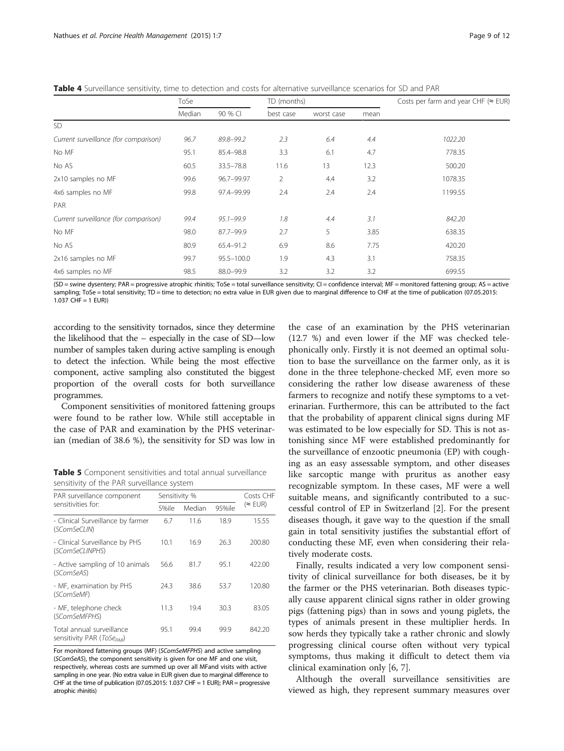**Table 4** Surveillance sensitivity, time to detection and costs for alternative surveillance scenarios for SD and PAR

| | ToSe | | TD (months) | | | Costs per farm and year CHF (≈ EUR) |
|---|---|---|---|---|---|---|
| | Median | 90 % CI | best case | worst case | mean | |
| SD | | | | | | |
| *Current surveillance (for comparison)* | *96.7* | *89.8–99.2* | *2.3* | *6.4* | *4.4* | *1022.20* |
| No MF | 95.1 | 85.4–98.8 | 3.3 | 6.1 | 4.7 | 778.35 |
| No AS | 60.5 | 33.5–78.8 | 11.6 | 13 | 12.3 | 500.20 |
| 2x10 samples no MF | 99.6 | 96.7–99.97 | 2 | 4.4 | 3.2 | 1078.35 |
| 4x6 samples no MF | 99.8 | 97.4–99.99 | 2.4 | 2.4 | 2.4 | 1199.55 |
| PAR | | | | | | |
| *Current surveillance (for comparison)* | *99.4* | *95.1–99.9* | *1.8* | *4.4* | *3.1* | *842.20* |
| No MF | 98.0 | 87.7–99.9 | 2.7 | 5 | 3.85 | 638.35 |
| No AS | 80.9 | 65.4–91.2 | 6.9 | 8.6 | 7.75 | 420.20 |
| 2x16 samples no MF | 99.7 | 95.5–100.0 | 1.9 | 4.3 | 3.1 | 758.35 |
| 4x6 samples no MF | 98.5 | 88.0–99.9 | 3.2 | 3.2 | 3.2 | 699.55 |

(SD = swine dysentery; PAR = progressive atrophic rhinitis; ToSe = total surveillance sensitivity; CI = confidence interval; MF = monitored fattening group; AS = active sampling; ToSe = total sensitivity; TD = time to detection; no extra value in EUR given due to marginal difference to CHF at the time of publication (07.05.2015: 1.037 CHF = 1 EUR))

according to the sensitivity tornados, since they determine the likelihood that the – especially in the case of SD—low number of samples taken during active sampling is enough to detect the infection. While being the most effective component, active sampling also constituted the biggest proportion of the overall costs for both surveillance programmes.

Component sensitivities of monitored fattening groups were found to be rather low. While still acceptable in the case of PAR and examination by the PHS veterinarian (median of 38.6 %), the sensitivity for SD was low in the case of an examination by the PHS veterinarian (12.7 %) and even lower if the MF was checked telephonically only. Firstly it is not deemed an optimal solution to base the surveillance on the farmer only, as it is done in the three telephone-checked MF, even more so considering the rather low disease awareness of these farmers to recognize and notify these symptoms to a veterinarian. Furthermore, this can be attributed to the fact that the probability of apparent clinical signs during MF was estimated to be low especially for SD. This is not astonishing since MF were established predominantly for the surveillance of enzootic pneumonia (EP) with coughing as an easy assessable symptom, and other diseases like sarcoptic mange with pruritus as another easy recognizable symptom. In these cases, MF were a well suitable means, and significantly contributed to a successful control of EP in Switzerland [2]. For the present diseases though, it gave way to the question if the small gain in total sensitivity justifies the substantial effort of conducting these MF, even when considering their relatively moderate costs.

**Table 5** Component sensitivities and total annual surveillance sensitivity of the PAR surveillance system

| PAR surveillance component sensitivities for: | Sensitivity % | | | Costs CHF (≈ EUR) |
|---|---|---|---|---|
| | 5%ile | Median | 95%ile | |
| - Clinical Surveillance by farmer (*SComSeCLIN*) | 6.7 | 11.6 | 18.9 | 15.55 |
| - Clinical Surveillance by PHS (*SComSeCLINPHS*) | 10.1 | 16.9 | 26.3 | 200.80 |
| - Active sampling of 10 animals (*SComSeAS*) | 56.6 | 81.7 | 95.1 | 422.00 |
| - MF, examination by PHS (*SComSeMF*) | 24.3 | 38.6 | 53.7 | 120.80 |
| - MF, telephone check (*SComSeMFPHS*) | 11.3 | 19.4 | 30.3 | 83.05 |
| Total annual surveillance sensitivity PAR ($ToSe_{PAR}$) | 95.1 | 99.4 | 99.9 | 842.20 |

For monitored fattening groups (MF) (*SComSeMFPHS*) and active sampling (*SComSeAS*), the component sensitivity is given for one MF and one visit, respectively, whereas costs are summed up over all MFand visits with active sampling in one year. (No extra value in EUR given due to marginal difference to CHF at the time of publication (07.05.2015: 1.037 CHF = 1 EUR); PAR = progressive atrophic rhinitis)

Finally, results indicated a very low component sensitivity of clinical surveillance for both diseases, be it by the farmer or the PHS veterinarian. Both diseases typically cause apparent clinical signs rather in older growing pigs (fattening pigs) than in sows and young piglets, the types of animals present in these multiplier herds. In sow herds they typically take a rather chronic and slowly progressing clinical course often without very typical symptoms, thus making it difficult to detect them via clinical examination only [6, 7].

Although the overall surveillance sensitivities are viewed as high, they represent summary measures over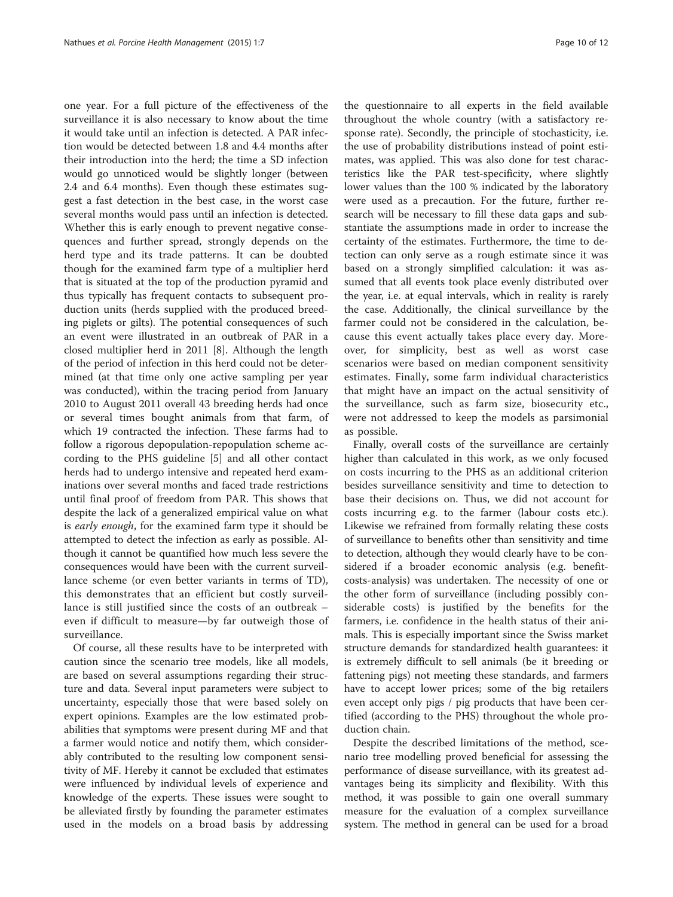one year. For a full picture of the effectiveness of the surveillance it is also necessary to know about the time it would take until an infection is detected. A PAR infection would be detected between 1.8 and 4.4 months after their introduction into the herd; the time a SD infection would go unnoticed would be slightly longer (between 2.4 and 6.4 months). Even though these estimates suggest a fast detection in the best case, in the worst case several months would pass until an infection is detected. Whether this is early enough to prevent negative consequences and further spread, strongly depends on the herd type and its trade patterns. It can be doubted though for the examined farm type of a multiplier herd that is situated at the top of the production pyramid and thus typically has frequent contacts to subsequent production units (herds supplied with the produced breeding piglets or gilts). The potential consequences of such an event were illustrated in an outbreak of PAR in a closed multiplier herd in 2011 [8]. Although the length of the period of infection in this herd could not be determined (at that time only one active sampling per year was conducted), within the tracing period from January 2010 to August 2011 overall 43 breeding herds had once or several times bought animals from that farm, of which 19 contracted the infection. These farms had to follow a rigorous depopulation-repopulation scheme according to the PHS guideline [5] and all other contact herds had to undergo intensive and repeated herd examinations over several months and faced trade restrictions until final proof of freedom from PAR. This shows that despite the lack of a generalized empirical value on what is *early enough*, for the examined farm type it should be attempted to detect the infection as early as possible. Although it cannot be quantified how much less severe the consequences would have been with the current surveillance scheme (or even better variants in terms of TD), this demonstrates that an efficient but costly surveillance is still justified since the costs of an outbreak – even if difficult to measure—by far outweigh those of surveillance.

Of course, all these results have to be interpreted with caution since the scenario tree models, like all models, are based on several assumptions regarding their structure and data. Several input parameters were subject to uncertainty, especially those that were based solely on expert opinions. Examples are the low estimated probabilities that symptoms were present during MF and that a farmer would notice and notify them, which considerably contributed to the resulting low component sensitivity of MF. Hereby it cannot be excluded that estimates were influenced by individual levels of experience and knowledge of the experts. These issues were sought to be alleviated firstly by founding the parameter estimates used in the models on a broad basis by addressing the questionnaire to all experts in the field available throughout the whole country (with a satisfactory response rate). Secondly, the principle of stochasticity, i.e. the use of probability distributions instead of point estimates, was applied. This was also done for test characteristics like the PAR test-specificity, where slightly lower values than the 100 % indicated by the laboratory were used as a precaution. For the future, further research will be necessary to fill these data gaps and substantiate the assumptions made in order to increase the certainty of the estimates. Furthermore, the time to detection can only serve as a rough estimate since it was based on a strongly simplified calculation: it was assumed that all events took place evenly distributed over the year, i.e. at equal intervals, which in reality is rarely the case. Additionally, the clinical surveillance by the farmer could not be considered in the calculation, because this event actually takes place every day. Moreover, for simplicity, best as well as worst case scenarios were based on median component sensitivity estimates. Finally, some farm individual characteristics that might have an impact on the actual sensitivity of the surveillance, such as farm size, biosecurity etc., were not addressed to keep the models as parsimonial as possible.

Finally, overall costs of the surveillance are certainly higher than calculated in this work, as we only focused on costs incurring to the PHS as an additional criterion besides surveillance sensitivity and time to detection to base their decisions on. Thus, we did not account for costs incurring e.g. to the farmer (labour costs etc.). Likewise we refrained from formally relating these costs of surveillance to benefits other than sensitivity and time to detection, although they would clearly have to be considered if a broader economic analysis (e.g. benefit-costs-analysis) was undertaken. The necessity of one or the other form of surveillance (including possibly considerable costs) is justified by the benefits for the farmers, i.e. confidence in the health status of their animals. This is especially important since the Swiss market structure demands for standardized health guarantees: it is extremely difficult to sell animals (be it breeding or fattening pigs) not meeting these standards, and farmers have to accept lower prices; some of the big retailers even accept only pigs / pig products that have been certified (according to the PHS) throughout the whole production chain.

Despite the described limitations of the method, scenario tree modelling proved beneficial for assessing the performance of disease surveillance, with its greatest advantages being its simplicity and flexibility. With this method, it was possible to gain one overall summary measure for the evaluation of a complex surveillance system. The method in general can be used for a broad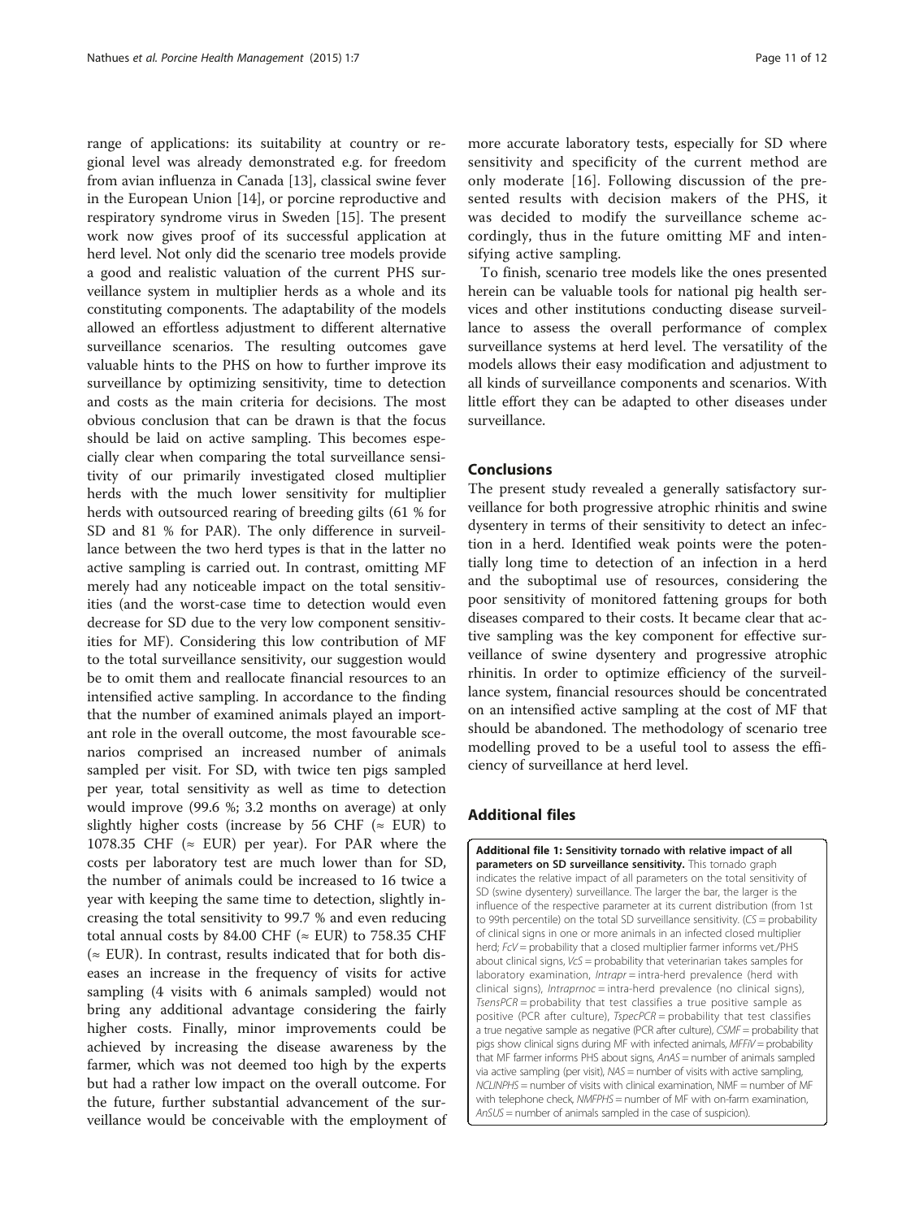range of applications: its suitability at country or regional level was already demonstrated e.g. for freedom from avian influenza in Canada [13], classical swine fever in the European Union [14], or porcine reproductive and respiratory syndrome virus in Sweden [15]. The present work now gives proof of its successful application at herd level. Not only did the scenario tree models provide a good and realistic valuation of the current PHS surveillance system in multiplier herds as a whole and its constituting components. The adaptability of the models allowed an effortless adjustment to different alternative surveillance scenarios. The resulting outcomes gave valuable hints to the PHS on how to further improve its surveillance by optimizing sensitivity, time to detection and costs as the main criteria for decisions. The most obvious conclusion that can be drawn is that the focus should be laid on active sampling. This becomes especially clear when comparing the total surveillance sensitivity of our primarily investigated closed multiplier herds with the much lower sensitivity for multiplier herds with outsourced rearing of breeding gilts (61 % for SD and 81 % for PAR). The only difference in surveillance between the two herd types is that in the latter no active sampling is carried out. In contrast, omitting MF merely had any noticeable impact on the total sensitivities (and the worst-case time to detection would even decrease for SD due to the very low component sensitivities for MF). Considering this low contribution of MF to the total surveillance sensitivity, our suggestion would be to omit them and reallocate financial resources to an intensified active sampling. In accordance to the finding that the number of examined animals played an important role in the overall outcome, the most favourable scenarios comprised an increased number of animals sampled per visit. For SD, with twice ten pigs sampled per year, total sensitivity as well as time to detection would improve (99.6 %; 3.2 months on average) at only slightly higher costs (increase by 56 CHF (≈ EUR) to 1078.35 CHF (≈ EUR) per year). For PAR where the costs per laboratory test are much lower than for SD, the number of animals could be increased to 16 twice a year with keeping the same time to detection, slightly increasing the total sensitivity to 99.7 % and even reducing total annual costs by 84.00 CHF (≈ EUR) to 758.35 CHF (≈ EUR). In contrast, results indicated that for both diseases an increase in the frequency of visits for active sampling (4 visits with 6 animals sampled) would not bring any additional advantage considering the fairly higher costs. Finally, minor improvements could be achieved by increasing the disease awareness by the farmer, which was not deemed too high by the experts but had a rather low impact on the overall outcome. For the future, further substantial advancement of the surveillance would be conceivable with the employment of more accurate laboratory tests, especially for SD where sensitivity and specificity of the current method are only moderate [16]. Following discussion of the presented results with decision makers of the PHS, it was decided to modify the surveillance scheme accordingly, thus in the future omitting MF and intensifying active sampling.

To finish, scenario tree models like the ones presented herein can be valuable tools for national pig health services and other institutions conducting disease surveillance to assess the overall performance of complex surveillance systems at herd level. The versatility of the models allows their easy modification and adjustment to all kinds of surveillance components and scenarios. With little effort they can be adapted to other diseases under surveillance.

## Conclusions

The present study revealed a generally satisfactory surveillance for both progressive atrophic rhinitis and swine dysentery in terms of their sensitivity to detect an infection in a herd. Identified weak points were the potentially long time to detection of an infection in a herd and the suboptimal use of resources, considering the poor sensitivity of monitored fattening groups for both diseases compared to their costs. It became clear that active sampling was the key component for effective surveillance of swine dysentery and progressive atrophic rhinitis. In order to optimize efficiency of the surveillance system, financial resources should be concentrated on an intensified active sampling at the cost of MF that should be abandoned. The methodology of scenario tree modelling proved to be a useful tool to assess the efficiency of surveillance at herd level.

## Additional files

**Additional file 1: Sensitivity tornado with relative impact of all parameters on SD surveillance sensitivity.** This tornado graph indicates the relative impact of all parameters on the total sensitivity of SD (swine dysentery) surveillance. The larger the bar, the larger is the influence of the respective parameter at its current distribution (from 1st to 99th percentile) on the total SD surveillance sensitivity. (*CS* = probability of clinical signs in one or more animals in an infected closed multiplier herd; *FcV* = probability that a closed multiplier farmer informs vet./PHS about clinical signs, *VcS* = probability that veterinarian takes samples for laboratory examination, *Intrapr* = intra-herd prevalence (herd with clinical signs), *Intraprnoc* = intra-herd prevalence (no clinical signs), *TsensPCR* = probability that test classifies a true positive sample as positive (PCR after culture), *TspecPCR* = probability that test classifies a true negative sample as negative (PCR after culture), *CSMF* = probability that pigs show clinical signs during MF with infected animals, *MFFiV* = probability that MF farmer informs PHS about signs, *AnAS* = number of animals sampled via active sampling (per visit), *NAS* = number of visits with active sampling, *NCLINPHS* = number of visits with clinical examination, NMF = number of MF with telephone check, *NMFPHS* = number of MF with on-farm examination, *AnSUS* = number of animals sampled in the case of suspicion).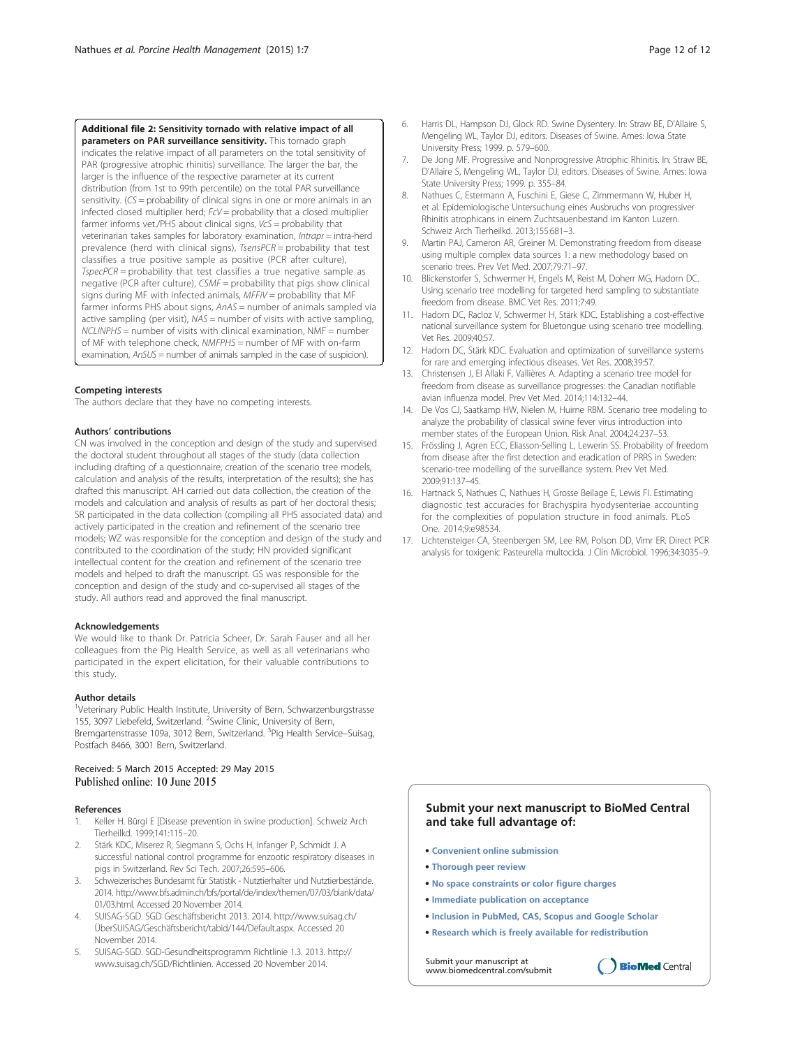**Additional file 2: Sensitivity tornado with relative impact of all parameters on PAR surveillance sensitivity.** This tornado graph indicates the relative impact of all parameters on the total sensitivity of PAR (progressive atrophic rhinitis) surveillance. The larger the bar, the larger is the influence of the respective parameter at its current distribution (from 1st to 99th percentile) on the total PAR surveillance sensitivity. (*CS* = probability of clinical signs in one or more animals in an infected closed multiplier herd; *FcV* = probability that a closed multiplier farmer informs vet./PHS about clinical signs, *VcS* = probability that veterinarian takes samples for laboratory examination, *Intrapr* = intra-herd prevalence (herd with clinical signs), *TsensPCR* = probability that test classifies a true positive sample as positive (PCR after culture), *TspecPCR* = probability that test classifies a true negative sample as negative (PCR after culture), *CSMF* = probability that pigs show clinical signs during MF with infected animals, *MFFiV* = probability that MF farmer informs PHS about signs, *AnAS* = number of animals sampled via active sampling (per visit), *NAS* = number of visits with active sampling, *NCLINPHS* = number of visits with clinical examination, NMF = number of MF with telephone check, *NMFPHS* = number of MF with on-farm examination, *AnSUS* = number of animals sampled in the case of suspicion).

#### Competing interests
The authors declare that they have no competing interests.

#### Authors' contributions
CN was involved in the conception and design of the study and supervised the doctoral student throughout all stages of the study (data collection including drafting of a questionnaire, creation of the scenario tree models, calculation and analysis of the results, interpretation of the results); she has drafted this manuscript. AH carried out data collection, the creation of the models and calculation and analysis of results as part of her doctoral thesis; SR participated in the data collection (compiling all PHS associated data) and actively participated in the creation and refinement of the scenario tree models; WZ was responsible for the conception and design of the study and contributed to the coordination of the study; HN provided significant intellectual content for the creation and refinement of the scenario tree models and helped to draft the manuscript. GS was responsible for the conception and design of the study and co-supervised all stages of the study. All authors read and approved the final manuscript.

#### Acknowledgements
We would like to thank Dr. Patricia Scheer, Dr. Sarah Fauser and all her colleagues from the Pig Health Service, as well as all veterinarians who participated in the expert elicitation, for their valuable contributions to this study.

#### Author details
[1]Veterinary Public Health Institute, University of Bern, Schwarzenburgstrasse 155, 3097 Liebefeld, Switzerland. [2]Swine Clinic, University of Bern, Bremgartenstrasse 109a, 3012 Bern, Switzerland. [3]Pig Health Service–Suisag, Postfach 8466, 3001 Bern, Switzerland.

Received: 5 March 2015 Accepted: 29 May 2015
Published online: 10 June 2015

#### References
1. Keller H. Bürgi E [Disease prevention in swine production]. Schweiz Arch Tierheilkd. 1999;141:115–20.
2. Stärk KDC, Miserez R, Siegmann S, Ochs H, Infanger P, Schmidt J. A successful national control programme for enzootic respiratory diseases in pigs in Switzerland. Rev Sci Tech. 2007;26:595–606.
3. Schweizerisches Bundesamt für Statistik - Nutztierhalter und Nutztierbestände. 2014. http://www.bfs.admin.ch/bfs/portal/de/index/themen/07/03/blank/data/01/03.html. Accessed 20 November 2014.
4. SUISAG-SGD. SGD Geschäftsbericht 2013. 2014. http://www.suisag.ch/ÜberSUISAG/Geschäftsbericht/tabid/144/Default.aspx. Accessed 20 November 2014.
5. SUISAG-SGD. SGD-Gesundheitsprogramm Richtlinie 1.3. 2013. http://www.suisag.ch/SGD/Richtlinien. Accessed 20 November 2014.
6. Harris DL, Hampson DJ, Glock RD. Swine Dysentery. In: Straw BE, D'Allaire S, Mengeling WL, Taylor DJ, editors. Diseases of Swine. Ames: Iowa State University Press; 1999. p. 579–600.
7. De Jong MF. Progressive and Nonprogressive Atrophic Rhinitis. In: Straw BE, D'Allaire S, Mengeling WL, Taylor DJ, editors. Diseases of Swine. Ames: Iowa State University Press; 1999. p. 355–84.
8. Nathues C, Estermann A, Fuschini E, Giese C, Zimmermann W, Huber H, et al. Epidemiologische Untersuchung eines Ausbruchs von progressiver Rhinitis atrophicans in einem Zuchtsauenbestand im Kanton Luzern. Schweiz Arch Tierheilkd. 2013;155:681–3.
9. Martin PAJ, Cameron AR, Greiner M. Demonstrating freedom from disease using multiple complex data sources 1: a new methodology based on scenario trees. Prev Vet Med. 2007;79:71–97.
10. Blickenstorfer S, Schwermer H, Engels M, Reist M, Doherr MG, Hadorn DC. Using scenario tree modelling for targeted herd sampling to substantiate freedom from disease. BMC Vet Res. 2011;7:49.
11. Hadorn DC, Racloz V, Schwermer H, Stärk KDC. Establishing a cost-effective national surveillance system for Bluetongue using scenario tree modelling. Vet Res. 2009;40:57.
12. Hadorn DC, Stärk KDC. Evaluation and optimization of surveillance systems for rare and emerging infectious diseases. Vet Res. 2008;39:57.
13. Christensen J, El Allaki F, Vallières A. Adapting a scenario tree model for freedom from disease as surveillance progresses: the Canadian notifiable avian influenza model. Prev Vet Med. 2014;114:132–44.
14. De Vos CJ, Saatkamp HW, Nielen M, Huirne RBM. Scenario tree modeling to analyze the probability of classical swine fever virus introduction into member states of the European Union. Risk Anal. 2004;24:237–53.
15. Frössling J, Agren ECC, Eliasson-Selling L, Lewerin SS. Probability of freedom from disease after the first detection and eradication of PRRS in Sweden: scenario-tree modelling of the surveillance system. Prev Vet Med. 2009;91:137–45.
16. Hartnack S, Nathues C, Nathues H, Grosse Beilage E, Lewis FI. Estimating diagnostic test accuracies for Brachyspira hyodysenteriae accounting for the complexities of population structure in food animals. PLoS One. 2014;9:e98534.
17. Lichtensteiger CA, Steenbergen SM, Lee RM, Polson DD, Vimr ER. Direct PCR analysis for toxigenic Pasteurella multocida. J Clin Microbiol. 1996;34:3035–9.

**Submit your next manuscript to BioMed Central and take full advantage of:**

- Convenient online submission
- Thorough peer review
- No space constraints or color figure charges
- Immediate publication on acceptance
- Inclusion in PubMed, CAS, Scopus and Google Scholar
- Research which is freely available for redistribution

Submit your manuscript at
www.biomedcentral.com/submit

BioMed Central